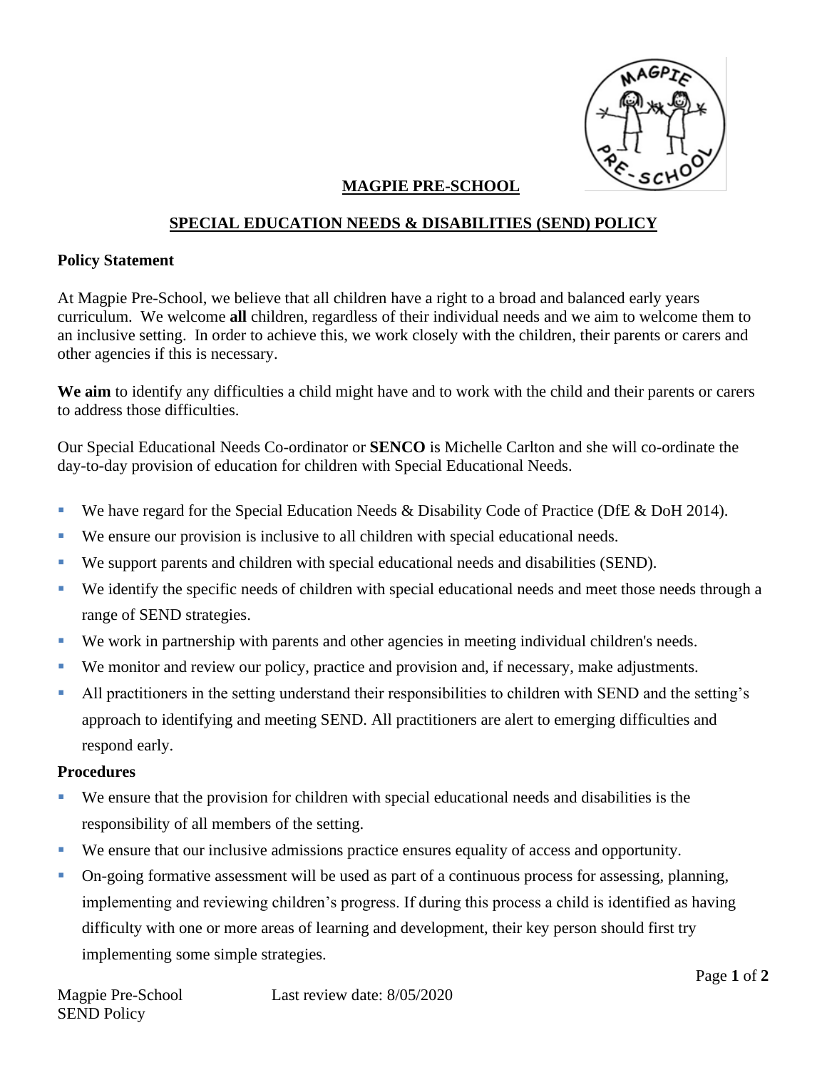# MAGPIE PRE-SCHOOL

## SPECIAL EDUCATION NEEDS & DISABILITIES (SEND) POLICY

### Policy Statement

At Magpie Pre-School, we believe that all children have a right to a broad and balanced early years curriculum. We welcome **all** children, regardless of their individual needs and we aim to welcome them to an inclusive setting. In order to achieve this, we work closely with the children, their parents or carers and other agencies if this is necessary.

**We aim** to identify any difficulties a child might have and to work with the child and their parents or carers to address those difficulties.

Our Special Educational Needs Co-ordinator or **SENCO** is Michelle Carlton and she will co-ordinate the day-to-day provision of education for children with Special Educational Needs.

- We have regard for the Special Education Needs & Disability Code of Practice (DfE & DoH 2014).
- We ensure our provision is inclusive to all children with special educational needs.
- We support parents and children with special educational needs and disabilities (SEND).
- We identify the specific needs of children with special educational needs and meet those needs through a range of SEND strategies.
- We work in partnership with parents and other agencies in meeting individual children's needs.
- We monitor and review our policy, practice and provision and, if necessary, make adjustments.
- All practitioners in the setting understand their responsibilities to children with SEND and the setting's approach to identifying and meeting SEND. All practitioners are alert to emerging difficulties and respond early.

### Procedures

- We ensure that the provision for children with special educational needs and disabilities is the responsibility of all members of the setting.
- We ensure that our inclusive admissions practice ensures equality of access and opportunity.
- On-going formative assessment will be used as part of a continuous process for assessing, planning, implementing and reviewing children's progress. If during this process a child is identified as having difficulty with one or more areas of learning and development, their key person should first try implementing some simple strategies.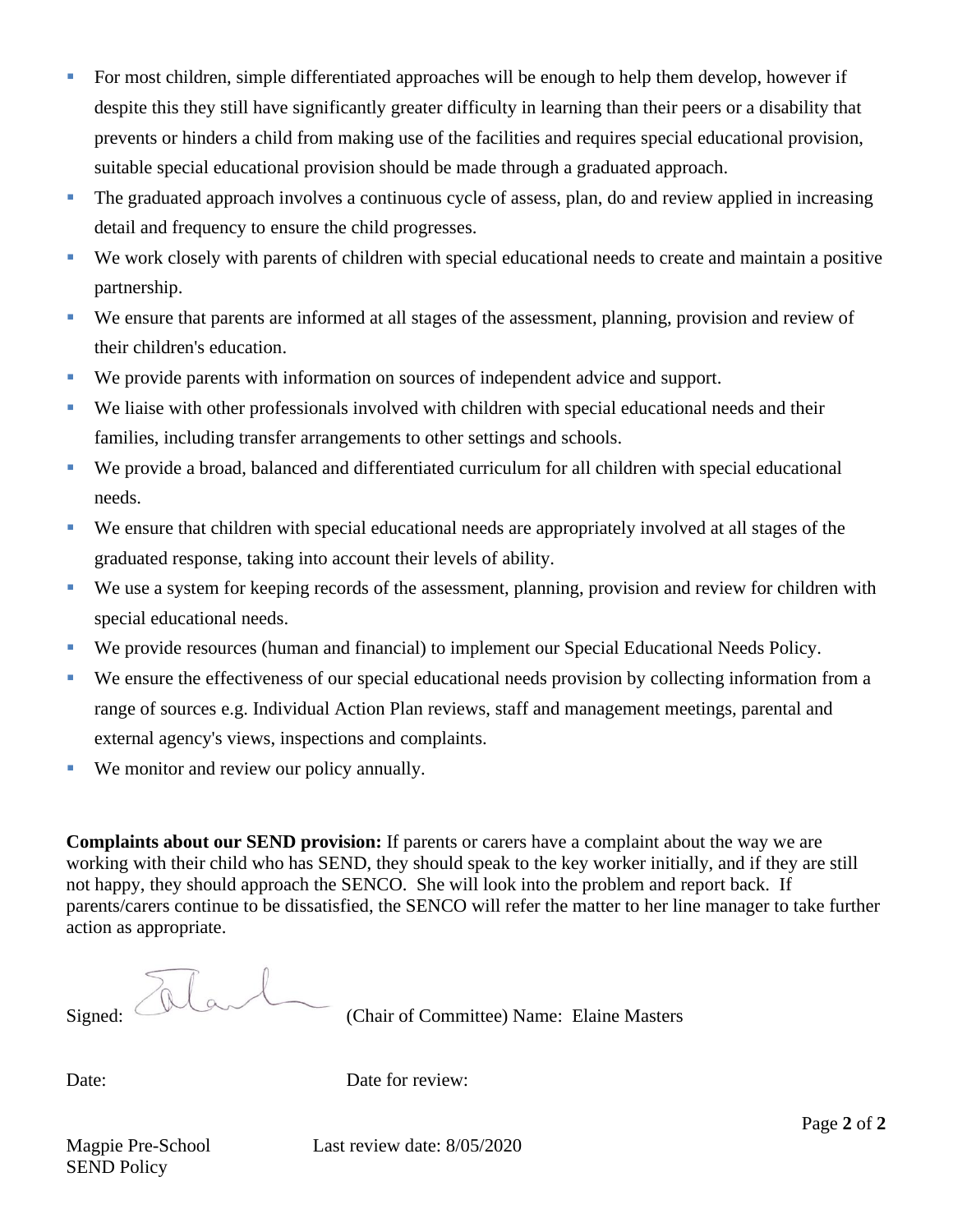- For most children, simple differentiated approaches will be enough to help them develop, however if despite this they still have significantly greater difficulty in learning than their peers or a disability that prevents or hinders a child from making use of the facilities and requires special educational provision, suitable special educational provision should be made through a graduated approach.
- The graduated approach involves a continuous cycle of assess, plan, do and review applied in increasing detail and frequency to ensure the child progresses.
- We work closely with parents of children with special educational needs to create and maintain a positive partnership.
- We ensure that parents are informed at all stages of the assessment, planning, provision and review of their children's education.
- We provide parents with information on sources of independent advice and support.
- We liaise with other professionals involved with children with special educational needs and their families, including transfer arrangements to other settings and schools.
- We provide a broad, balanced and differentiated curriculum for all children with special educational needs.
- We ensure that children with special educational needs are appropriately involved at all stages of the graduated response, taking into account their levels of ability.
- We use a system for keeping records of the assessment, planning, provision and review for children with special educational needs.
- We provide resources (human and financial) to implement our Special Educational Needs Policy.
- We ensure the effectiveness of our special educational needs provision by collecting information from a range of sources e.g. Individual Action Plan reviews, staff and management meetings, parental and external agency's views, inspections and complaints.
- We monitor and review our policy annually.

**Complaints about our SEND provision:** If parents or carers have a complaint about the way we are working with their child who has SEND, they should speak to the key worker initially, and if they are still not happy, they should approach the SENCO. She will look into the problem and report back. If parents/carers continue to be dissatisfied, the SENCO will refer the matter to her line manager to take further action as appropriate.

Signed: (Chair of Committee) Name: Elaine Masters

Date: Date for review:

Magpie Pre-School
SEND Policy
Last review date: 8/05/2020